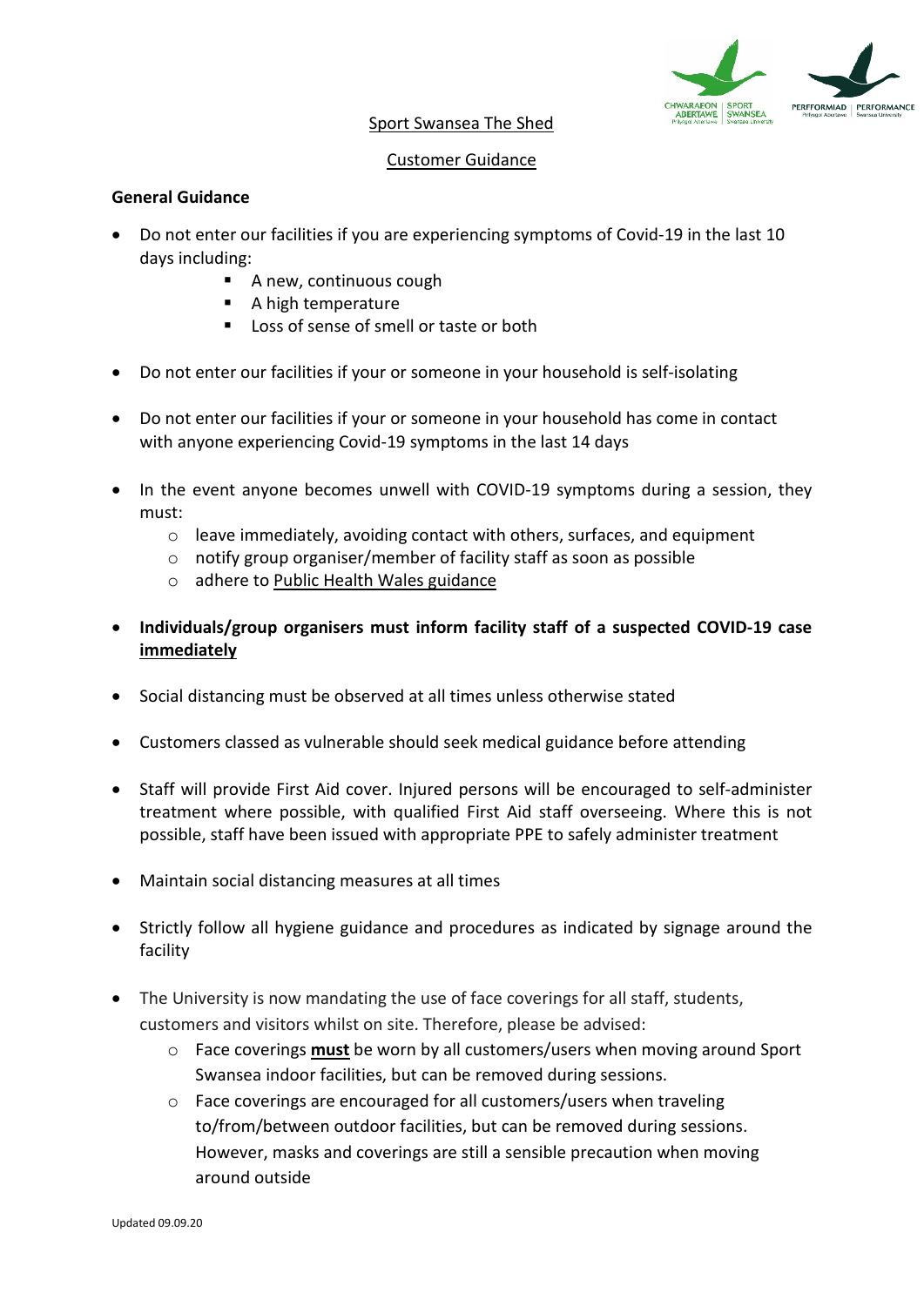Sport Swansea The Shed

Customer Guidance

**General Guidance**

- Do not enter our facilities if you are experiencing symptoms of Covid-19 in the last 10 days including:
  - A new, continuous cough
  - A high temperature
  - Loss of sense of smell or taste or both
- Do not enter our facilities if your or someone in your household is self-isolating
- Do not enter our facilities if your or someone in your household has come in contact with anyone experiencing Covid-19 symptoms in the last 14 days
- In the event anyone becomes unwell with COVID-19 symptoms during a session, they must:
  - leave immediately, avoiding contact with others, surfaces, and equipment
  - notify group organiser/member of facility staff as soon as possible
  - adhere to Public Health Wales guidance
- **Individuals/group organisers must inform facility staff of a suspected COVID-19 case immediately**
- Social distancing must be observed at all times unless otherwise stated
- Customers classed as vulnerable should seek medical guidance before attending
- Staff will provide First Aid cover. Injured persons will be encouraged to self-administer treatment where possible, with qualified First Aid staff overseeing. Where this is not possible, staff have been issued with appropriate PPE to safely administer treatment
- Maintain social distancing measures at all times
- Strictly follow all hygiene guidance and procedures as indicated by signage around the facility
- The University is now mandating the use of face coverings for all staff, students, customers and visitors whilst on site. Therefore, please be advised:
  - Face coverings **must** be worn by all customers/users when moving around Sport Swansea indoor facilities, but can be removed during sessions.
  - Face coverings are encouraged for all customers/users when traveling to/from/between outdoor facilities, but can be removed during sessions. However, masks and coverings are still a sensible precaution when moving around outside

Updated 09.09.20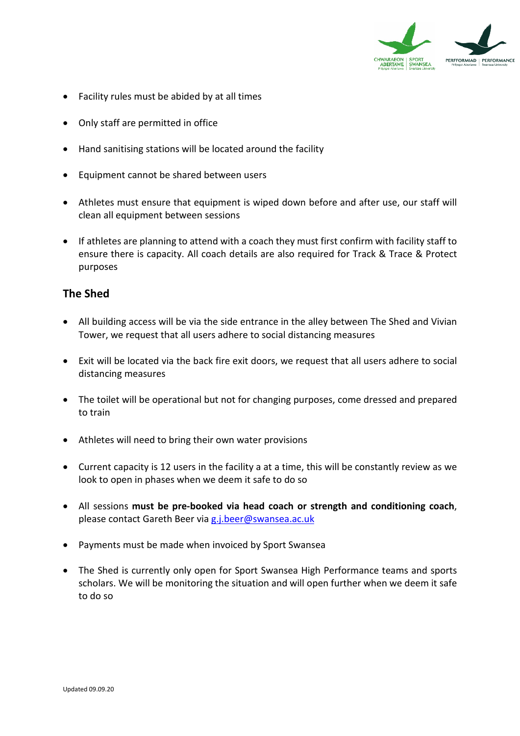- Facility rules must be abided by at all times
- Only staff are permitted in office
- Hand sanitising stations will be located around the facility
- Equipment cannot be shared between users
- Athletes must ensure that equipment is wiped down before and after use, our staff will clean all equipment between sessions
- If athletes are planning to attend with a coach they must first confirm with facility staff to ensure there is capacity. All coach details are also required for Track & Trace & Protect purposes

## The Shed

- All building access will be via the side entrance in the alley between The Shed and Vivian Tower, we request that all users adhere to social distancing measures
- Exit will be located via the back fire exit doors, we request that all users adhere to social distancing measures
- The toilet will be operational but not for changing purposes, come dressed and prepared to train
- Athletes will need to bring their own water provisions
- Current capacity is 12 users in the facility a at a time, this will be constantly review as we look to open in phases when we deem it safe to do so
- All sessions **must be pre-booked via head coach or strength and conditioning coach**, please contact Gareth Beer via g.j.beer@swansea.ac.uk
- Payments must be made when invoiced by Sport Swansea
- The Shed is currently only open for Sport Swansea High Performance teams and sports scholars. We will be monitoring the situation and will open further when we deem it safe to do so

Updated 09.09.20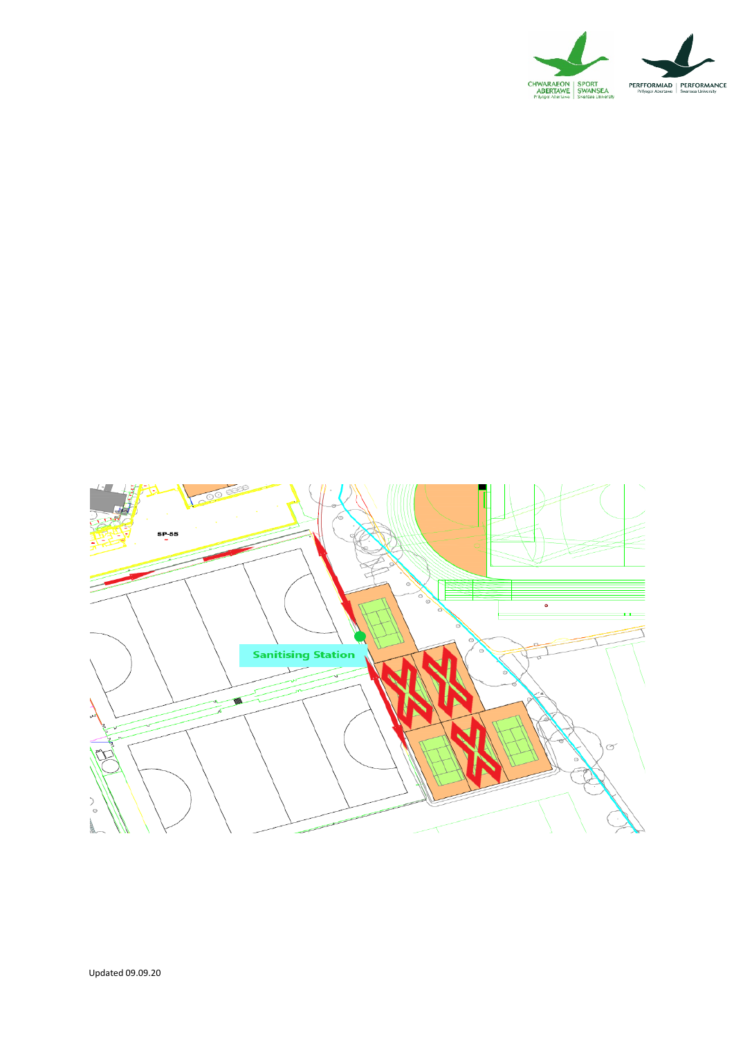SP-55

Sanitising Station

Updated 09.09.20